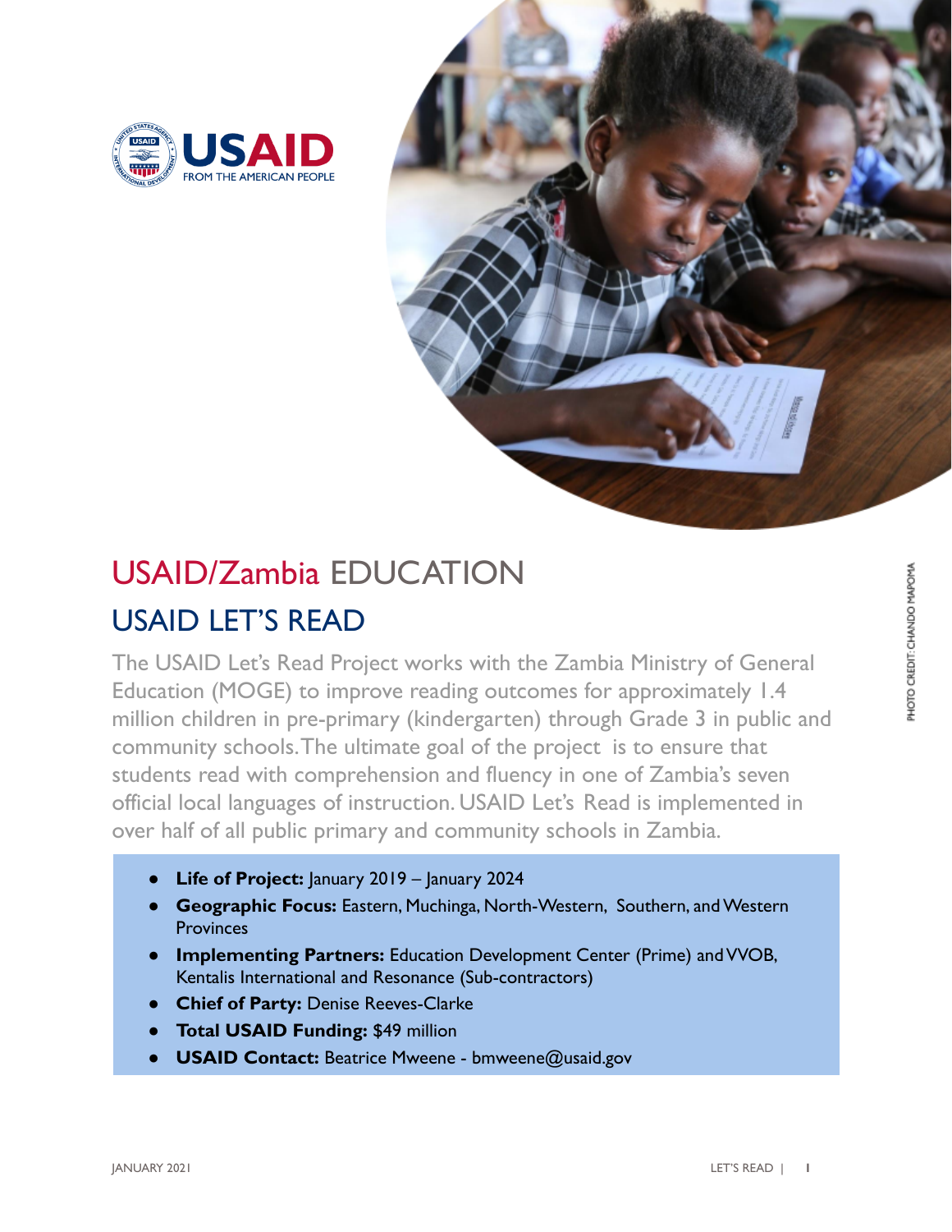# USAID/Zambia EDUCATION

## USAID LET'S READ

The USAID Let's Read Project works with the Zambia Ministry of General Education (MOGE) to improve reading outcomes for approximately 1.4 million children in pre-primary (kindergarten) through Grade 3 in public and community schools. The ultimate goal of the project is to ensure that students read with comprehension and fluency in one of Zambia's seven official local languages of instruction. USAID Let's Read is implemented in over half of all public primary and community schools in Zambia.

- **Life of Project:** January 2019 – January 2024
- **Geographic Focus:** Eastern, Muchinga, North-Western, Southern, and Western Provinces
- **Implementing Partners:** Education Development Center (Prime) and VVOB, Kentalis International and Resonance (Sub-contractors)
- **Chief of Party:** Denise Reeves-Clarke
- **Total USAID Funding:** $49 million
- **USAID Contact:** Beatrice Mweene - bmweene@usaid.gov

PHOTO CREDIT: CHANDO MAPOMA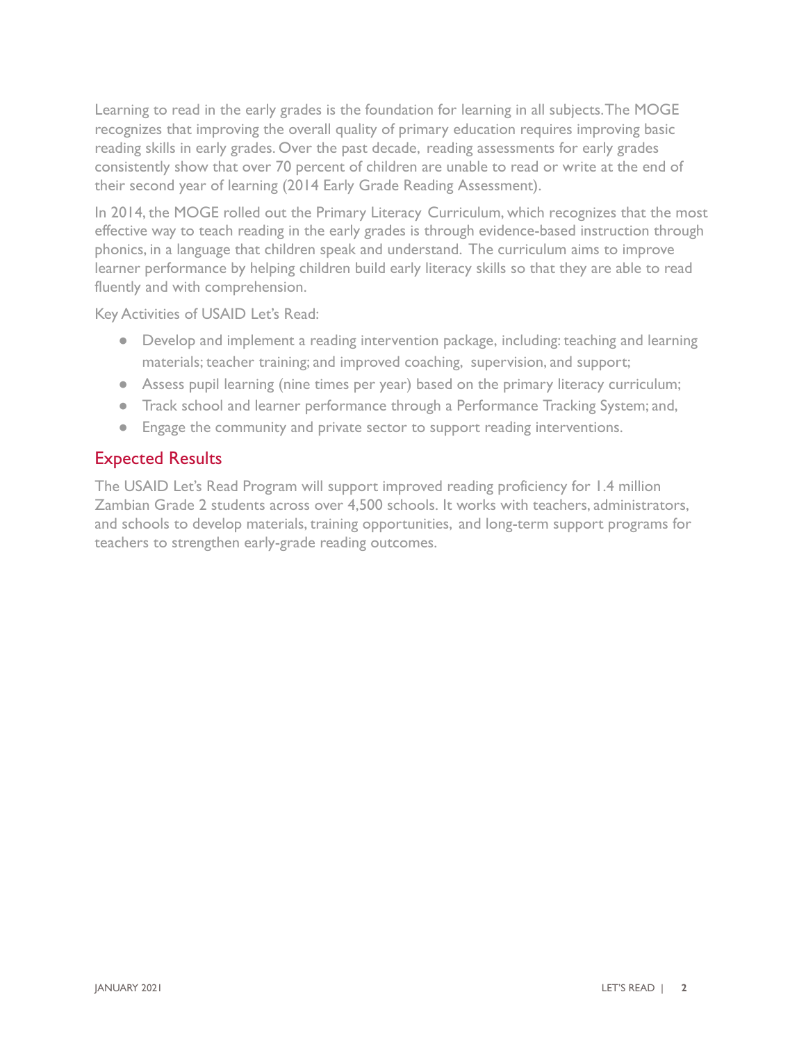Learning to read in the early grades is the foundation for learning in all subjects. The MOGE recognizes that improving the overall quality of primary education requires improving basic reading skills in early grades. Over the past decade, reading assessments for early grades consistently show that over 70 percent of children are unable to read or write at the end of their second year of learning (2014 Early Grade Reading Assessment).

In 2014, the MOGE rolled out the Primary Literacy Curriculum, which recognizes that the most effective way to teach reading in the early grades is through evidence-based instruction through phonics, in a language that children speak and understand. The curriculum aims to improve learner performance by helping children build early literacy skills so that they are able to read fluently and with comprehension.

Key Activities of USAID Let's Read:

- Develop and implement a reading intervention package, including: teaching and learning materials; teacher training; and improved coaching, supervision, and support;
- Assess pupil learning (nine times per year) based on the primary literacy curriculum;
- Track school and learner performance through a Performance Tracking System; and,
- Engage the community and private sector to support reading interventions.

## Expected Results

The USAID Let's Read Program will support improved reading proficiency for 1.4 million Zambian Grade 2 students across over 4,500 schools. It works with teachers, administrators, and schools to develop materials, training opportunities, and long-term support programs for teachers to strengthen early-grade reading outcomes.